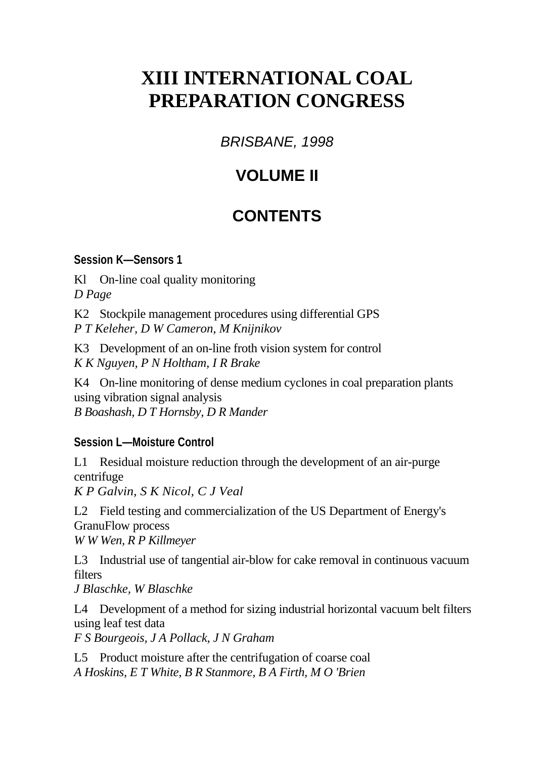# XIII INTERNATIONAL COAL PREPARATION CONGRESS

*BRISBANE, 1998*

## VOLUME II

## CONTENTS

### Session K—Sensors 1

Kl On-line coal quality monitoring
*D Page*

K2 Stockpile management procedures using differential GPS
*P T Keleher, D W Cameron, M Knijnikov*

K3 Development of an on-line froth vision system for control
*K K Nguyen, P N Holtham, I R Brake*

K4 On-line monitoring of dense medium cyclones in coal preparation plants using vibration signal analysis
*B Boashash, D T Hornsby, D R Mander*

### Session L—Moisture Control

L1 Residual moisture reduction through the development of an air-purge centrifuge
*K P Galvin, S K Nicol, C J Veal*

L2 Field testing and commercialization of the US Department of Energy's GranuFlow process
*W W Wen, R P Killmeyer*

L3 Industrial use of tangential air-blow for cake removal in continuous vacuum filters
*J Blaschke, W Blaschke*

L4 Development of a method for sizing industrial horizontal vacuum belt filters using leaf test data
*F S Bourgeois, J A Pollack, J N Graham*

L5 Product moisture after the centrifugation of coarse coal
*A Hoskins, E T White, B R Stanmore, B A Firth, M O 'Brien*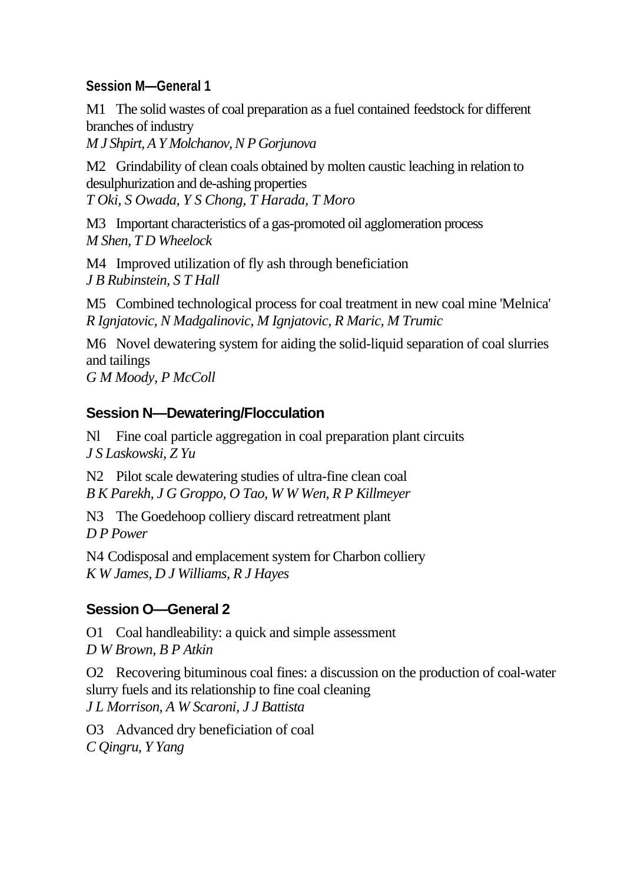## Session M—General 1

M1 The solid wastes of coal preparation as a fuel contained feedstock for different branches of industry
*M J Shpirt, A Y Molchanov, N P Gorjunova*

M2 Grindability of clean coals obtained by molten caustic leaching in relation to desulphurization and de-ashing properties
*T Oki, S Owada, Y S Chong, T Harada, T Moro*

M3 Important characteristics of a gas-promoted oil agglomeration process
*M Shen, T D Wheelock*

M4 Improved utilization of fly ash through beneficiation
*J B Rubinstein, S T Hall*

M5 Combined technological process for coal treatment in new coal mine 'Melnica'
*R Ignjatovic, N Madgalinovic, M Ignjatovic, R Maric, M Trumic*

M6 Novel dewatering system for aiding the solid-liquid separation of coal slurries and tailings
*G M Moody, P McColl*

## Session N—Dewatering/Flocculation

Nl Fine coal particle aggregation in coal preparation plant circuits
*J S Laskowski, Z Yu*

N2 Pilot scale dewatering studies of ultra-fine clean coal
*B K Parekh, J G Groppo, O Tao, W W Wen, R P Killmeyer*

N3 The Goedehoop colliery discard retreatment plant
*D P Power*

N4 Codisposal and emplacement system for Charbon colliery
*K W James, D J Williams, R J Hayes*

## Session O—General 2

O1 Coal handleability: a quick and simple assessment
*D W Brown, B P Atkin*

O2 Recovering bituminous coal fines: a discussion on the production of coal-water slurry fuels and its relationship to fine coal cleaning
*J L Morrison, A W Scaroni, J J Battista*

O3 Advanced dry beneficiation of coal
*C Qingru, Y Yang*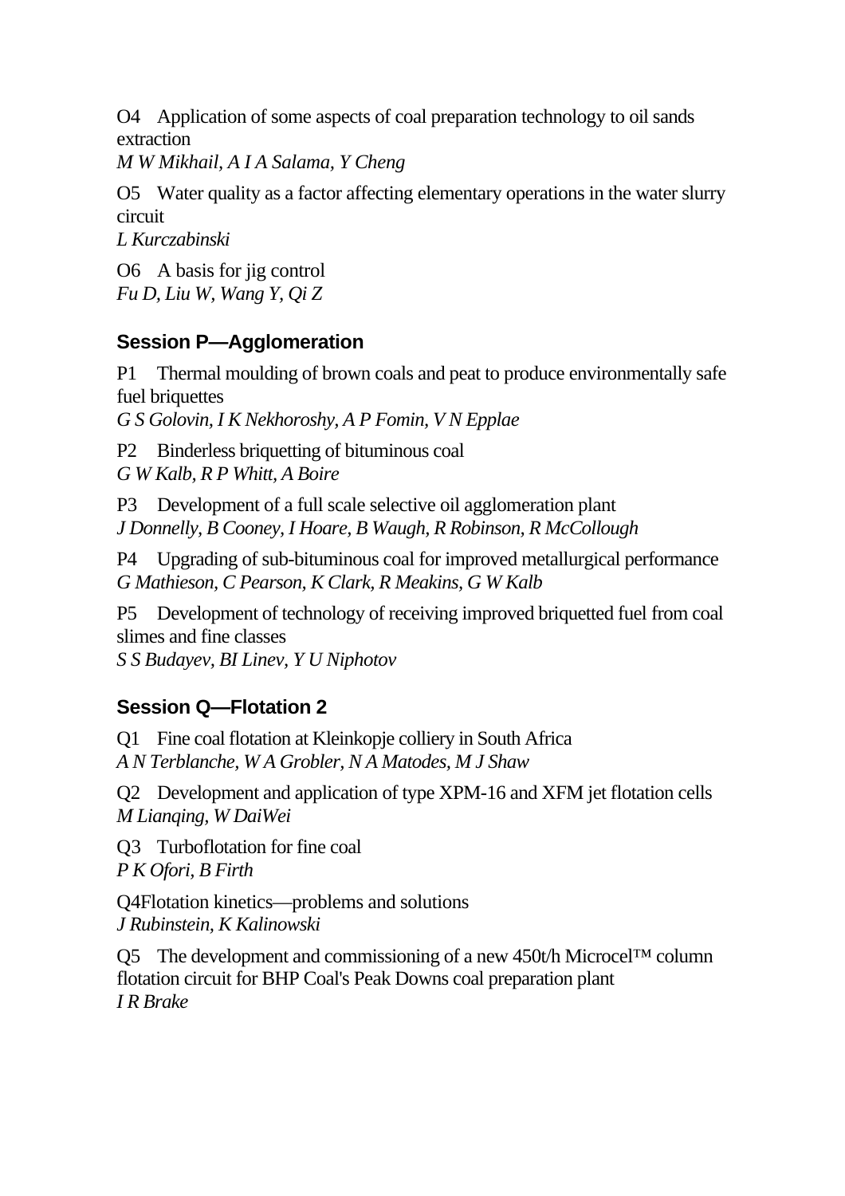O4 Application of some aspects of coal preparation technology to oil sands extraction
*M W Mikhail, A I A Salama, Y Cheng*

O5 Water quality as a factor affecting elementary operations in the water slurry circuit
*L Kurczabinski*

O6 A basis for jig control
*Fu D, Liu W, Wang Y, Qi Z*

## Session P—Agglomeration

P1 Thermal moulding of brown coals and peat to produce environmentally safe fuel briquettes
*G S Golovin, I K Nekhoroshy, A P Fomin, V N Epplae*

P2 Binderless briquetting of bituminous coal
*G W Kalb, R P Whitt, A Boire*

P3 Development of a full scale selective oil agglomeration plant
*J Donnelly, B Cooney, I Hoare, B Waugh, R Robinson, R McCollough*

P4 Upgrading of sub-bituminous coal for improved metallurgical performance
*G Mathieson, C Pearson, K Clark, R Meakins, G W Kalb*

P5 Development of technology of receiving improved briquetted fuel from coal slimes and fine classes
*S S Budayev, BI Linev, Y U Niphotov*

## Session Q—Flotation 2

Q1 Fine coal flotation at Kleinkopje colliery in South Africa
*A N Terblanche, W A Grobler, N A Matodes, M J Shaw*

Q2 Development and application of type XPM-16 and XFM jet flotation cells
*M Lianqing, W DaiWei*

Q3 Turboflotation for fine coal
*P K Ofori, B Firth*

Q4Flotation kinetics—problems and solutions
*J Rubinstein, K Kalinowski*

Q5 The development and commissioning of a new 450t/h Microcel™ column flotation circuit for BHP Coal's Peak Downs coal preparation plant
*I R Brake*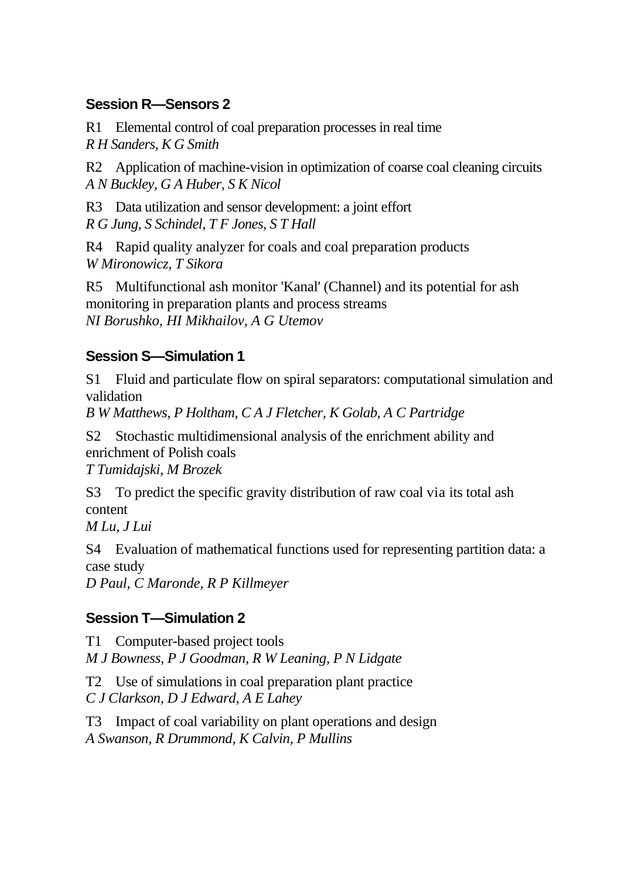### Session R—Sensors 2

R1 Elemental control of coal preparation processes in real time
*R H Sanders, K G Smith*

R2 Application of machine-vision in optimization of coarse coal cleaning circuits
*A N Buckley, G A Huber, S K Nicol*

R3 Data utilization and sensor development: a joint effort
*R G Jung, S Schindel, T F Jones, S T Hall*

R4 Rapid quality analyzer for coals and coal preparation products
*W Mironowicz, T Sikora*

R5 Multifunctional ash monitor 'Kanal' (Channel) and its potential for ash monitoring in preparation plants and process streams
*NI Borushko, HI Mikhailov, A G Utemov*

### Session S—Simulation 1

S1 Fluid and particulate flow on spiral separators: computational simulation and validation
*B W Matthews, P Holtham, C A J Fletcher, K Golab, A C Partridge*

S2 Stochastic multidimensional analysis of the enrichment ability and enrichment of Polish coals
*T Tumidajski, M Brozek*

S3 To predict the specific gravity distribution of raw coal via its total ash content
*M Lu, J Lui*

S4 Evaluation of mathematical functions used for representing partition data: a case study
*D Paul, C Maronde, R P Killmeyer*

### Session T—Simulation 2

T1 Computer-based project tools
*M J Bowness, P J Goodman, R W Leaning, P N Lidgate*

T2 Use of simulations in coal preparation plant practice
*C J Clarkson, D J Edward, A E Lahey*

T3 Impact of coal variability on plant operations and design
*A Swanson, R Drummond, K Calvin, P Mullins*